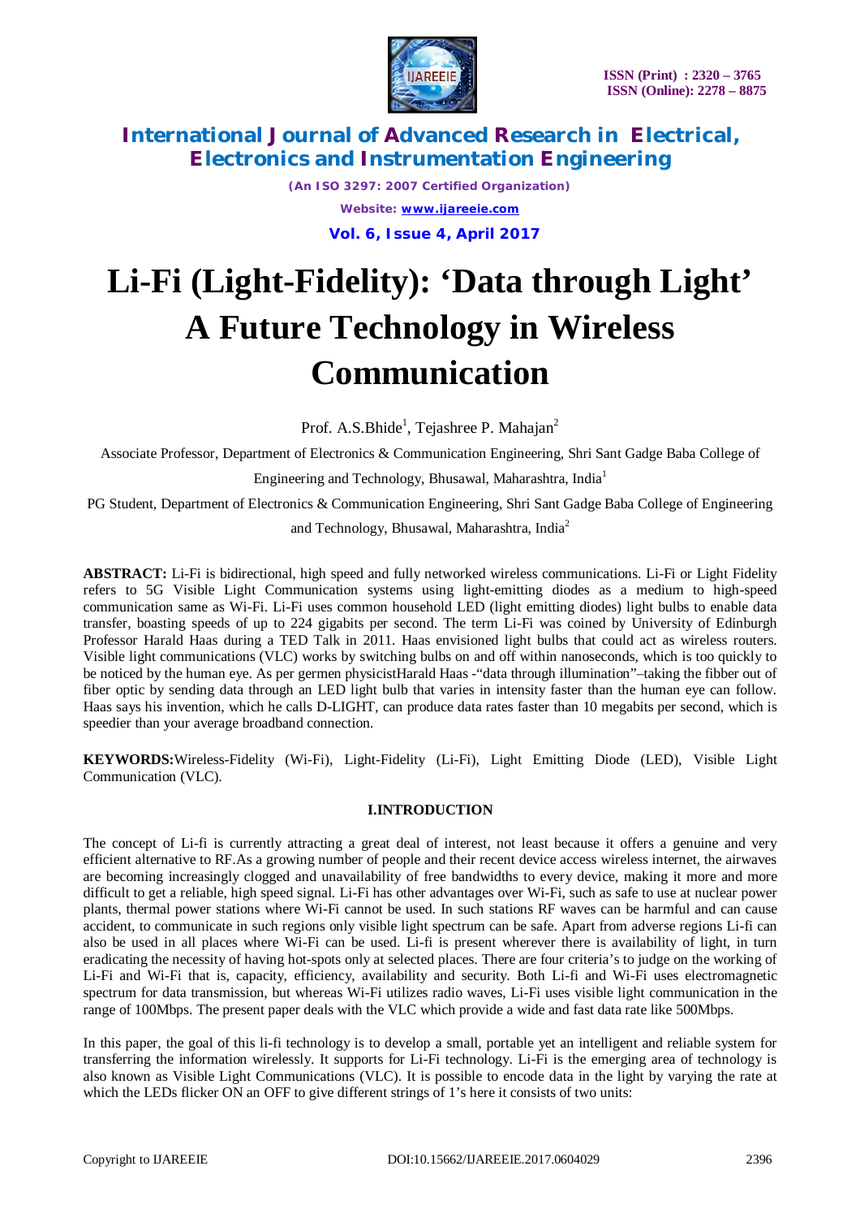# Li-Fi (Light-Fidelity): 'Data through Light' A Future Technology in Wireless Communication

Prof. A.S.Bhide[1], Tejashree P. Mahajan[2]

Associate Professor, Department of Electronics & Communication Engineering, Shri Sant Gadge Baba College of Engineering and Technology, Bhusawal, Maharashtra, India[1]

PG Student, Department of Electronics & Communication Engineering, Shri Sant Gadge Baba College of Engineering and Technology, Bhusawal, Maharashtra, India[2]

**ABSTRACT:** Li-Fi is bidirectional, high speed and fully networked wireless communications. Li-Fi or Light Fidelity refers to 5G Visible Light Communication systems using light-emitting diodes as a medium to high-speed communication same as Wi-Fi. Li-Fi uses common household LED (light emitting diodes) light bulbs to enable data transfer, boasting speeds of up to 224 gigabits per second. The term Li-Fi was coined by University of Edinburgh Professor Harald Haas during a TED Talk in 2011. Haas envisioned light bulbs that could act as wireless routers. Visible light communications (VLC) works by switching bulbs on and off within nanoseconds, which is too quickly to be noticed by the human eye. As per germen physicistHarald Haas -"data through illumination"–taking the fibber out of fiber optic by sending data through an LED light bulb that varies in intensity faster than the human eye can follow. Haas says his invention, which he calls D-LIGHT, can produce data rates faster than 10 megabits per second, which is speedier than your average broadband connection.

**KEYWORDS:**Wireless-Fidelity (Wi-Fi), Light-Fidelity (Li-Fi), Light Emitting Diode (LED), Visible Light Communication (VLC).

## I.INTRODUCTION

The concept of Li-fi is currently attracting a great deal of interest, not least because it offers a genuine and very efficient alternative to RF.As a growing number of people and their recent device access wireless internet, the airwaves are becoming increasingly clogged and unavailability of free bandwidths to every device, making it more and more difficult to get a reliable, high speed signal. Li-Fi has other advantages over Wi-Fi, such as safe to use at nuclear power plants, thermal power stations where Wi-Fi cannot be used. In such stations RF waves can be harmful and can cause accident, to communicate in such regions only visible light spectrum can be safe. Apart from adverse regions Li-fi can also be used in all places where Wi-Fi can be used. Li-fi is present wherever there is availability of light, in turn eradicating the necessity of having hot-spots only at selected places. There are four criteria's to judge on the working of Li-Fi and Wi-Fi that is, capacity, efficiency, availability and security. Both Li-fi and Wi-Fi uses electromagnetic spectrum for data transmission, but whereas Wi-Fi utilizes radio waves, Li-Fi uses visible light communication in the range of 100Mbps. The present paper deals with the VLC which provide a wide and fast data rate like 500Mbps.

In this paper, the goal of this li-fi technology is to develop a small, portable yet an intelligent and reliable system for transferring the information wirelessly. It supports for Li-Fi technology. Li-Fi is the emerging area of technology is also known as Visible Light Communications (VLC). It is possible to encode data in the light by varying the rate at which the LEDs flicker ON an OFF to give different strings of 1's here it consists of two units: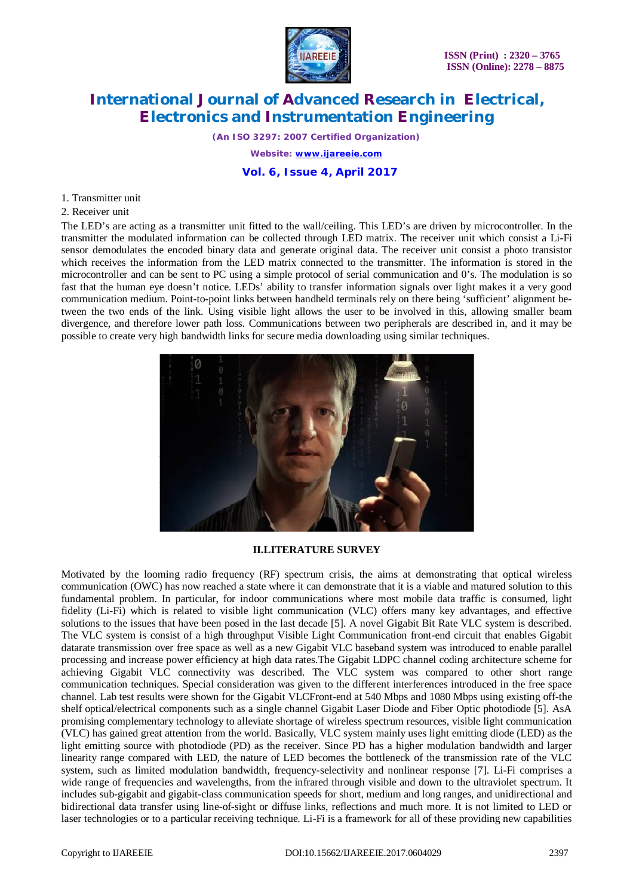1. Transmitter unit
2. Receiver unit

The LED's are acting as a transmitter unit fitted to the wall/ceiling. This LED's are driven by microcontroller. In the transmitter the modulated information can be collected through LED matrix. The receiver unit which consist a Li-Fi sensor demodulates the encoded binary data and generate original data. The receiver unit consist a photo transistor which receives the information from the LED matrix connected to the transmitter. The information is stored in the microcontroller and can be sent to PC using a simple protocol of serial communication and 0's. The modulation is so fast that the human eye doesn't notice. LEDs' ability to transfer information signals over light makes it a very good communication medium. Point-to-point links between handheld terminals rely on there being 'sufficient' alignment between the two ends of the link. Using visible light allows the user to be involved in this, allowing smaller beam divergence, and therefore lower path loss. Communications between two peripherals are described in, and it may be possible to create very high bandwidth links for secure media downloading using similar techniques.

## II.LITERATURE SURVEY

Motivated by the looming radio frequency (RF) spectrum crisis, the aims at demonstrating that optical wireless communication (OWC) has now reached a state where it can demonstrate that it is a viable and matured solution to this fundamental problem. In particular, for indoor communications where most mobile data traffic is consumed, light fidelity (Li-Fi) which is related to visible light communication (VLC) offers many key advantages, and effective solutions to the issues that have been posed in the last decade [5]. A novel Gigabit Bit Rate VLC system is described. The VLC system is consist of a high throughput Visible Light Communication front-end circuit that enables Gigabit datarate transmission over free space as well as a new Gigabit VLC baseband system was introduced to enable parallel processing and increase power efficiency at high data rates.The Gigabit LDPC channel coding architecture scheme for achieving Gigabit VLC connectivity was described. The VLC system was compared to other short range communication techniques. Special consideration was given to the different interferences introduced in the free space channel. Lab test results were shown for the Gigabit VLCFront-end at 540 Mbps and 1080 Mbps using existing off-the shelf optical/electrical components such as a single channel Gigabit Laser Diode and Fiber Optic photodiode [5]. AsA promising complementary technology to alleviate shortage of wireless spectrum resources, visible light communication (VLC) has gained great attention from the world. Basically, VLC system mainly uses light emitting diode (LED) as the light emitting source with photodiode (PD) as the receiver. Since PD has a higher modulation bandwidth and larger linearity range compared with LED, the nature of LED becomes the bottleneck of the transmission rate of the VLC system, such as limited modulation bandwidth, frequency-selectivity and nonlinear response [7]. Li-Fi comprises a wide range of frequencies and wavelengths, from the infrared through visible and down to the ultraviolet spectrum. It includes sub-gigabit and gigabit-class communication speeds for short, medium and long ranges, and unidirectional and bidirectional data transfer using line-of-sight or diffuse links, reflections and much more. It is not limited to LED or laser technologies or to a particular receiving technique. Li-Fi is a framework for all of these providing new capabilities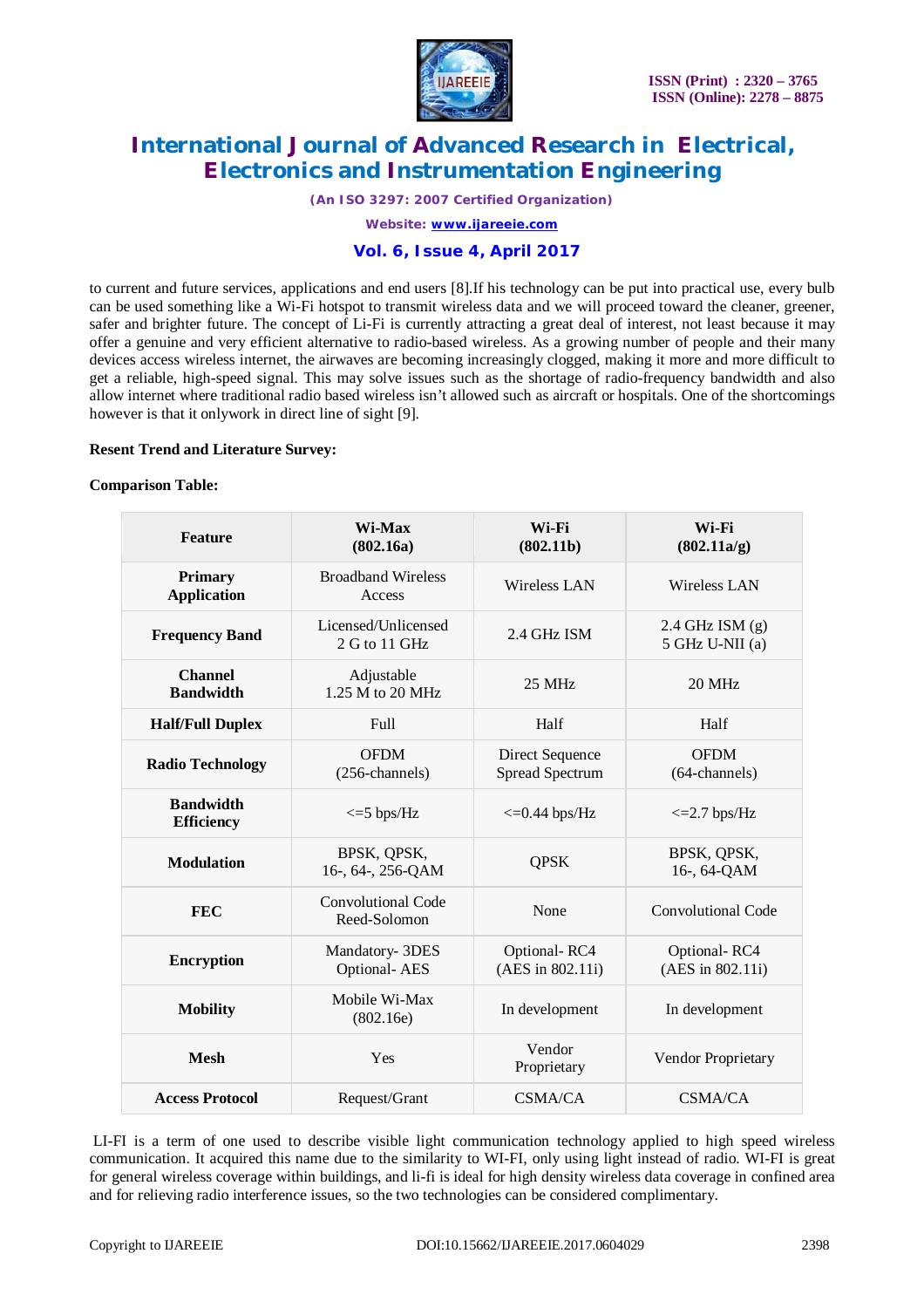to current and future services, applications and end users [8].If his technology can be put into practical use, every bulb can be used something like a Wi-Fi hotspot to transmit wireless data and we will proceed toward the cleaner, greener, safer and brighter future. The concept of Li-Fi is currently attracting a great deal of interest, not least because it may offer a genuine and very efficient alternative to radio-based wireless. As a growing number of people and their many devices access wireless internet, the airwaves are becoming increasingly clogged, making it more and more difficult to get a reliable, high-speed signal. This may solve issues such as the shortage of radio-frequency bandwidth and also allow internet where traditional radio based wireless isn't allowed such as aircraft or hospitals. One of the shortcomings however is that it onlywork in direct line of sight [9].

**Resent Trend and Literature Survey:**

**Comparison Table:**

| Feature | Wi-Max (802.16a) | Wi-Fi (802.11b) | Wi-Fi (802.11a/g) |
|---|---|---|---|
| **Primary Application** | Broadband Wireless Access | Wireless LAN | Wireless LAN |
| **Frequency Band** | Licensed/Unlicensed 2 G to 11 GHz | 2.4 GHz ISM | 2.4 GHz ISM (g) 5 GHz U-NII (a) |
| **Channel Bandwidth** | Adjustable 1.25 M to 20 MHz | 25 MHz | 20 MHz |
| **Half/Full Duplex** | Full | Half | Half |
| **Radio Technology** | OFDM (256-channels) | Direct Sequence Spread Spectrum | OFDM (64-channels) |
| **Bandwidth Efficiency** | <=5 bps/Hz | <=0.44 bps/Hz | <=2.7 bps/Hz |
| **Modulation** | BPSK, QPSK, 16-, 64-, 256-QAM | QPSK | BPSK, QPSK, 16-, 64-QAM |
| **FEC** | Convolutional Code Reed-Solomon | None | Convolutional Code |
| **Encryption** | Mandatory- 3DES Optional- AES | Optional- RC4 (AES in 802.11i) | Optional- RC4 (AES in 802.11i) |
| **Mobility** | Mobile Wi-Max (802.16e) | In development | In development |
| **Mesh** | Yes | Vendor Proprietary | Vendor Proprietary |
| **Access Protocol** | Request/Grant | CSMA/CA | CSMA/CA |

LI-FI is a term of one used to describe visible light communication technology applied to high speed wireless communication. It acquired this name due to the similarity to WI-FI, only using light instead of radio. WI-FI is great for general wireless coverage within buildings, and li-fi is ideal for high density wireless data coverage in confined area and for relieving radio interference issues, so the two technologies can be considered complimentary.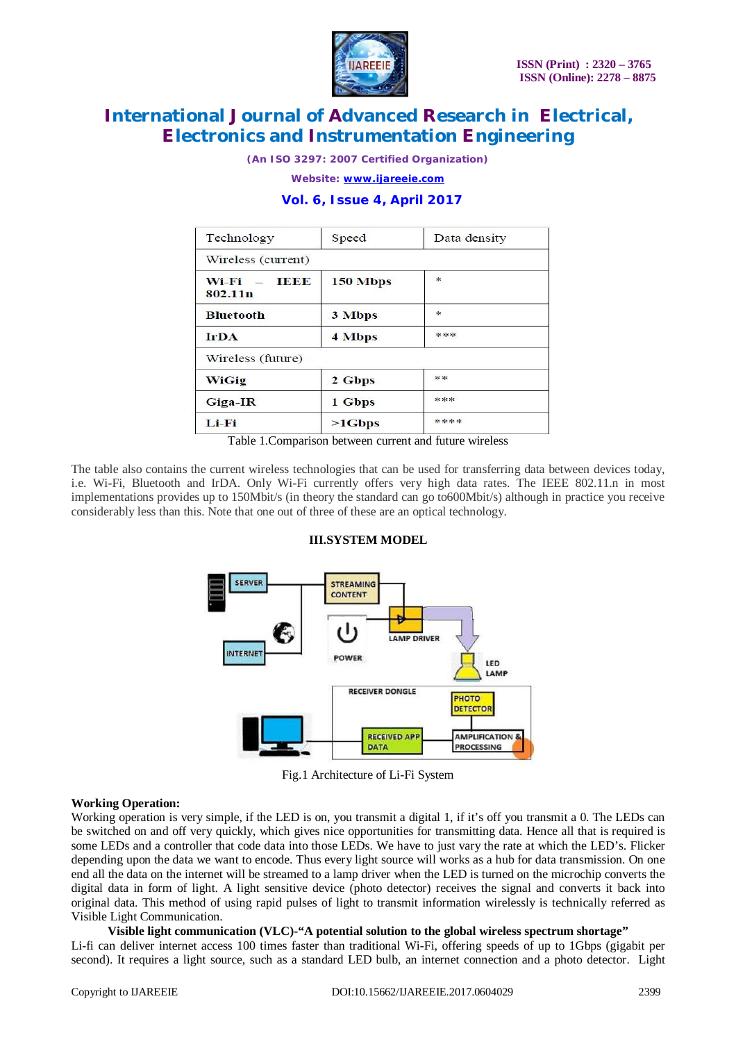| Technology | Speed | Data density |
|---|---|---|
| Wireless (current) | | |
| **Wi-Fi – IEEE 802.11n** | **150 Mbps** | * |
| **Bluetooth** | **3 Mbps** | * |
| **IrDA** | **4 Mbps** | *** |
| Wireless (future) | | |
| **WiGig** | **2 Gbps** | ** |
| **Giga-IR** | **1 Gbps** | *** |
| **Li-Fi** | **>1Gbps** | **** |

Table 1.Comparison between current and future wireless

The table also contains the current wireless technologies that can be used for transferring data between devices today, i.e. Wi-Fi, Bluetooth and IrDA. Only Wi-Fi currently offers very high data rates. The IEEE 802.11.n in most implementations provides up to 150Mbit/s (in theory the standard can go to600Mbit/s) although in practice you receive considerably less than this. Note that one out of three of these are an optical technology.

## III.SYSTEM MODEL

Fig.1 Architecture of Li-Fi System

**Working Operation:**

Working operation is very simple, if the LED is on, you transmit a digital 1, if it's off you transmit a 0. The LEDs can be switched on and off very quickly, which gives nice opportunities for transmitting data. Hence all that is required is some LEDs and a controller that code data into those LEDs. We have to just vary the rate at which the LED's. Flicker depending upon the data we want to encode. Thus every light source will works as a hub for data transmission. On one end all the data on the internet will be streamed to a lamp driver when the LED is turned on the microchip converts the digital data in form of light. A light sensitive device (photo detector) receives the signal and converts it back into original data. This method of using rapid pulses of light to transmit information wirelessly is technically referred as Visible Light Communication.

**Visible light communication (VLC)-"A potential solution to the global wireless spectrum shortage"**

Li-fi can deliver internet access 100 times faster than traditional Wi-Fi, offering speeds of up to 1Gbps (gigabit per second). It requires a light source, such as a standard LED bulb, an internet connection and a photo detector. Light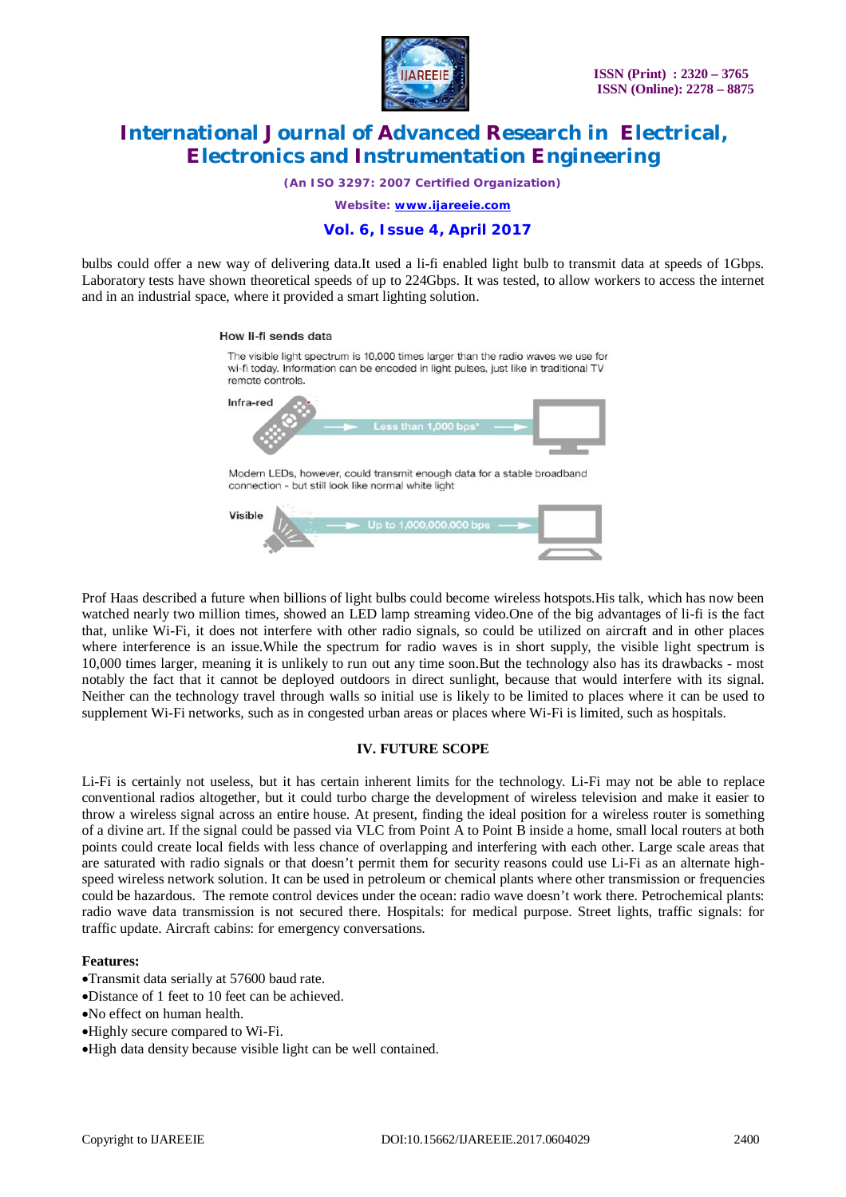bulbs could offer a new way of delivering data.It used a li-fi enabled light bulb to transmit data at speeds of 1Gbps. Laboratory tests have shown theoretical speeds of up to 224Gbps. It was tested, to allow workers to access the internet and in an industrial space, where it provided a smart lighting solution.

How li-fi sends data

The visible light spectrum is 10,000 times larger than the radio waves we use for wi-fi today. Information can be encoded in light pulses, just like in traditional TV remote controls.

Infra-red — Less than 1,000 bps*

Modern LEDs, however, could transmit enough data for a stable broadband connection - but still look like normal white light

Visible — Up to 1,000,000,000 bps

Prof Haas described a future when billions of light bulbs could become wireless hotspots.His talk, which has now been watched nearly two million times, showed an LED lamp streaming video.One of the big advantages of li-fi is the fact that, unlike Wi-Fi, it does not interfere with other radio signals, so could be utilized on aircraft and in other places where interference is an issue.While the spectrum for radio waves is in short supply, the visible light spectrum is 10,000 times larger, meaning it is unlikely to run out any time soon.But the technology also has its drawbacks - most notably the fact that it cannot be deployed outdoors in direct sunlight, because that would interfere with its signal. Neither can the technology travel through walls so initial use is likely to be limited to places where it can be used to supplement Wi-Fi networks, such as in congested urban areas or places where Wi-Fi is limited, such as hospitals.

## IV. FUTURE SCOPE

Li-Fi is certainly not useless, but it has certain inherent limits for the technology. Li-Fi may not be able to replace conventional radios altogether, but it could turbo charge the development of wireless television and make it easier to throw a wireless signal across an entire house. At present, finding the ideal position for a wireless router is something of a divine art. If the signal could be passed via VLC from Point A to Point B inside a home, small local routers at both points could create local fields with less chance of overlapping and interfering with each other. Large scale areas that are saturated with radio signals or that doesn't permit them for security reasons could use Li-Fi as an alternate high-speed wireless network solution. It can be used in petroleum or chemical plants where other transmission or frequencies could be hazardous. The remote control devices under the ocean: radio wave doesn't work there. Petrochemical plants: radio wave data transmission is not secured there. Hospitals: for medical purpose. Street lights, traffic signals: for traffic update. Aircraft cabins: for emergency conversations.

**Features:**

- Transmit data serially at 57600 baud rate.
- Distance of 1 feet to 10 feet can be achieved.
- No effect on human health.
- Highly secure compared to Wi-Fi.
- High data density because visible light can be well contained.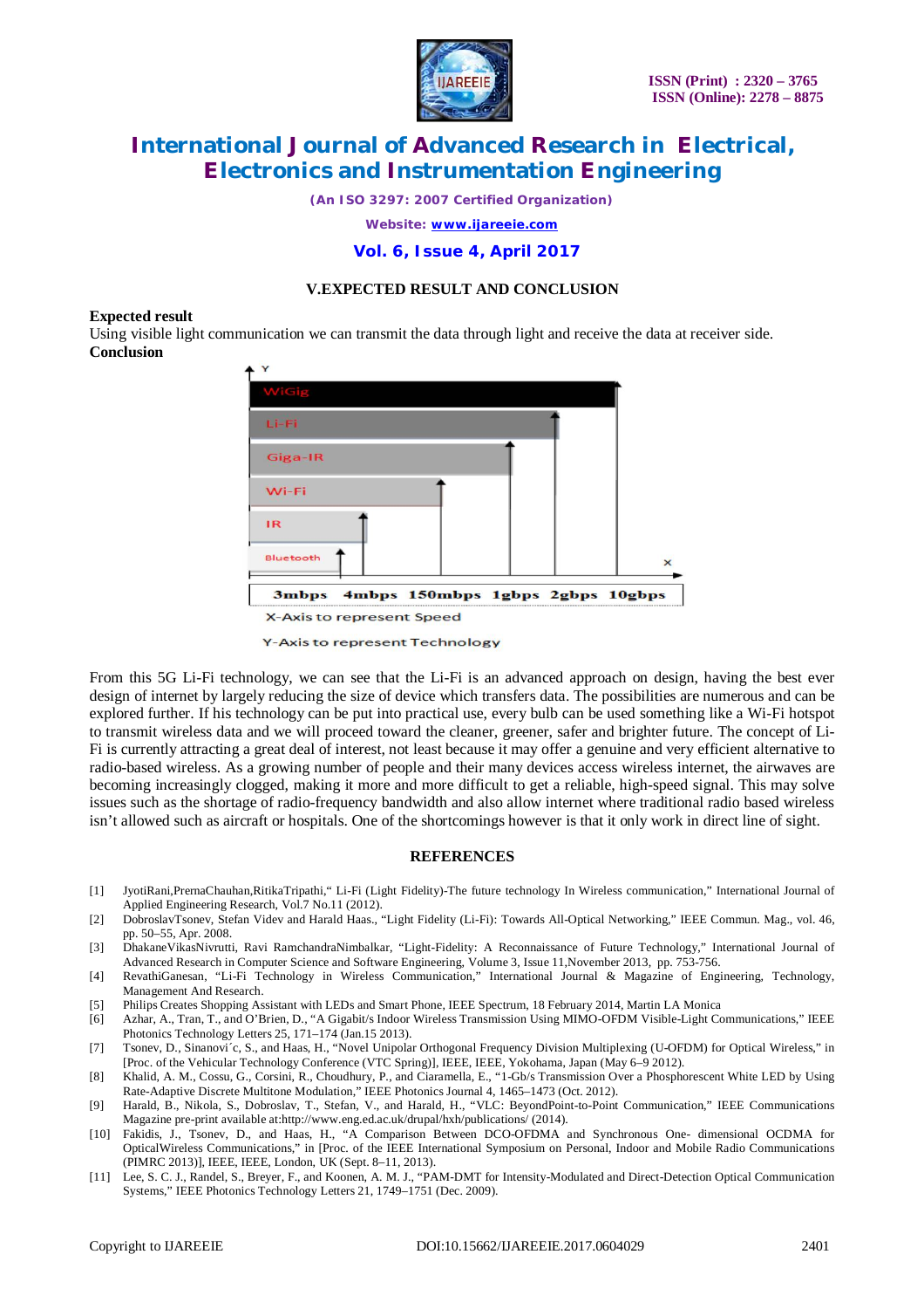## V.EXPECTED RESULT AND CONCLUSION

**Expected result**

Using visible light communication we can transmit the data through light and receive the data at receiver side.

**Conclusion**

From this 5G Li-Fi technology, we can see that the Li-Fi is an advanced approach on design, having the best ever design of internet by largely reducing the size of device which transfers data. The possibilities are numerous and can be explored further. If his technology can be put into practical use, every bulb can be used something like a Wi-Fi hotspot to transmit wireless data and we will proceed toward the cleaner, greener, safer and brighter future. The concept of Li-Fi is currently attracting a great deal of interest, not least because it may offer a genuine and very efficient alternative to radio-based wireless. As a growing number of people and their many devices access wireless internet, the airwaves are becoming increasingly clogged, making it more and more difficult to get a reliable, high-speed signal. This may solve issues such as the shortage of radio-frequency bandwidth and also allow internet where traditional radio based wireless isn't allowed such as aircraft or hospitals. One of the shortcomings however is that it only work in direct line of sight.

## REFERENCES

[1] JyotiRani,PrernaChauhan,RitikaTripathi," Li-Fi (Light Fidelity)-The future technology In Wireless communication," International Journal of Applied Engineering Research, Vol.7 No.11 (2012).

[2] DobroslavTsonev, Stefan Videv and Harald Haas., "Light Fidelity (Li-Fi): Towards All-Optical Networking," IEEE Commun. Mag., vol. 46, pp. 50–55, Apr. 2008.

[3] DhakaneVikasNivrutti, Ravi RamchandraNimbalkar, "Light-Fidelity: A Reconnaissance of Future Technology," International Journal of Advanced Research in Computer Science and Software Engineering, Volume 3, Issue 11,November 2013, pp. 753-756.

[4] RevathiGanesan, "Li-Fi Technology in Wireless Communication," International Journal & Magazine of Engineering, Technology, Management And Research.

[5] Philips Creates Shopping Assistant with LEDs and Smart Phone, IEEE Spectrum, 18 February 2014, Martin LA Monica

[6] Azhar, A., Tran, T., and O'Brien, D., "A Gigabit/s Indoor Wireless Transmission Using MIMO-OFDM Visible-Light Communications," IEEE Photonics Technology Letters 25, 171–174 (Jan.15 2013).

[7] Tsonev, D., Sinanovi´c, S., and Haas, H., "Novel Unipolar Orthogonal Frequency Division Multiplexing (U-OFDM) for Optical Wireless," in [Proc. of the Vehicular Technology Conference (VTC Spring)], IEEE, IEEE, Yokohama, Japan (May 6–9 2012).

[8] Khalid, A. M., Cossu, G., Corsini, R., Choudhury, P., and Ciaramella, E., "1-Gb/s Transmission Over a Phosphorescent White LED by Using Rate-Adaptive Discrete Multitone Modulation," IEEE Photonics Journal 4, 1465–1473 (Oct. 2012).

[9] Harald, B., Nikola, S., Dobroslav, T., Stefan, V., and Harald, H., "VLC: BeyondPoint-to-Point Communication," IEEE Communications Magazine pre-print available at:http://www.eng.ed.ac.uk/drupal/hxh/publications/ (2014).

[10] Fakidis, J., Tsonev, D., and Haas, H., "A Comparison Between DCO-OFDMA and Synchronous One- dimensional OCDMA for OpticalWireless Communications," in [Proc. of the IEEE International Symposium on Personal, Indoor and Mobile Radio Communications (PIMRC 2013)], IEEE, IEEE, London, UK (Sept. 8–11, 2013).

[11] Lee, S. C. J., Randel, S., Breyer, F., and Koonen, A. M. J., "PAM-DMT for Intensity-Modulated and Direct-Detection Optical Communication Systems," IEEE Photonics Technology Letters 21, 1749–1751 (Dec. 2009).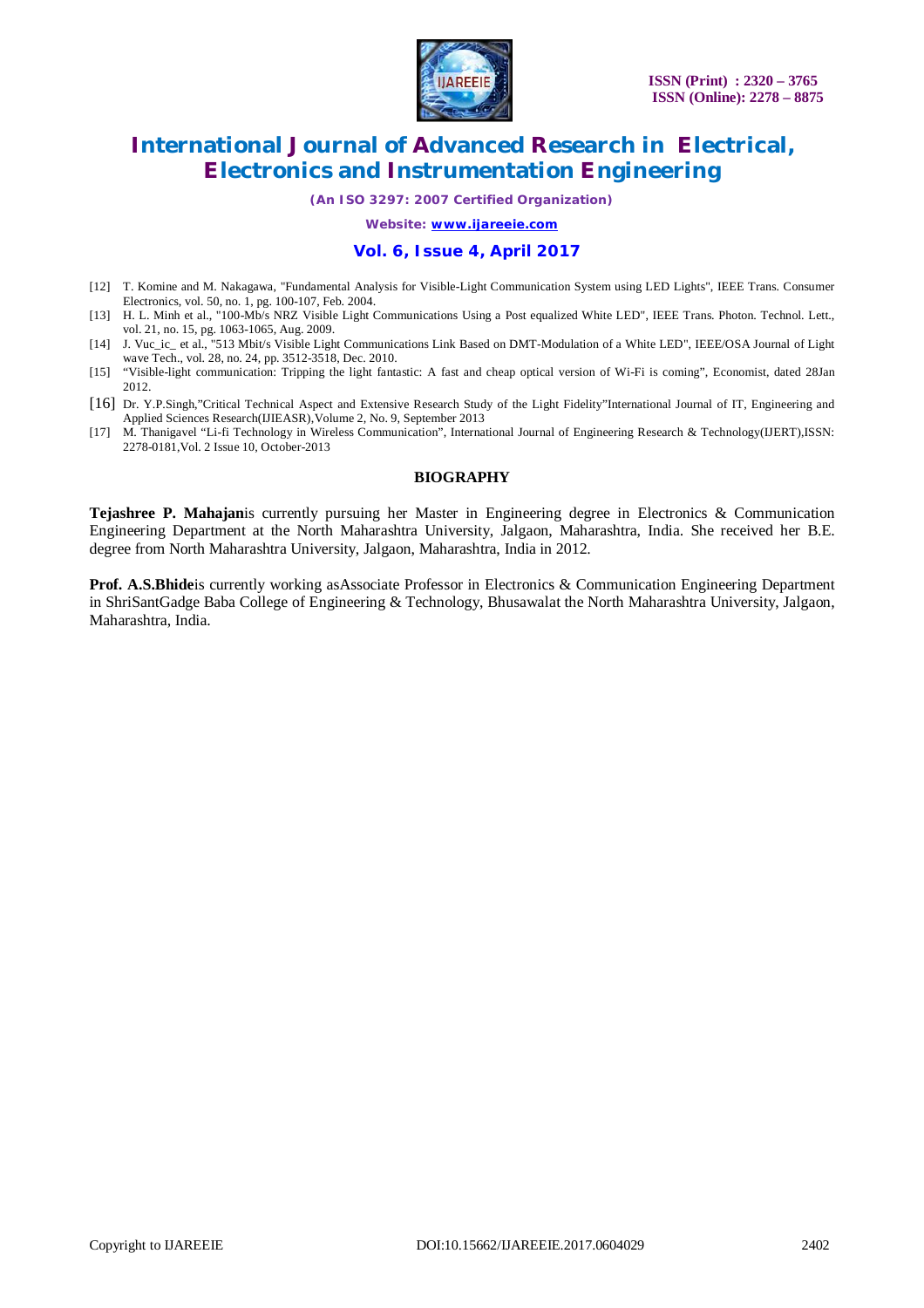[12] T. Komine and M. Nakagawa, "Fundamental Analysis for Visible-Light Communication System using LED Lights", IEEE Trans. Consumer Electronics, vol. 50, no. 1, pg. 100-107, Feb. 2004.

[13] H. L. Minh et al., "100-Mb/s NRZ Visible Light Communications Using a Post equalized White LED", IEEE Trans. Photon. Technol. Lett., vol. 21, no. 15, pg. 1063-1065, Aug. 2009.

[14] J. Vuc_ic_ et al., "513 Mbit/s Visible Light Communications Link Based on DMT-Modulation of a White LED", IEEE/OSA Journal of Light wave Tech., vol. 28, no. 24, pp. 3512-3518, Dec. 2010.

[15] "Visible-light communication: Tripping the light fantastic: A fast and cheap optical version of Wi-Fi is coming", Economist, dated 28Jan 2012.

[16] Dr. Y.P.Singh,"Critical Technical Aspect and Extensive Research Study of the Light Fidelity"International Journal of IT, Engineering and Applied Sciences Research(IJIEASR),Volume 2, No. 9, September 2013

[17] M. Thanigavel "Li-fi Technology in Wireless Communication", International Journal of Engineering Research & Technology(IJERT),ISSN: 2278-0181,Vol. 2 Issue 10, October-2013

## BIOGRAPHY

**Tejashree P. Mahajan**is currently pursuing her Master in Engineering degree in Electronics & Communication Engineering Department at the North Maharashtra University, Jalgaon, Maharashtra, India. She received her B.E. degree from North Maharashtra University, Jalgaon, Maharashtra, India in 2012.

**Prof. A.S.Bhide**is currently working asAssociate Professor in Electronics & Communication Engineering Department in ShriSantGadge Baba College of Engineering & Technology, Bhusawalat the North Maharashtra University, Jalgaon, Maharashtra, India.